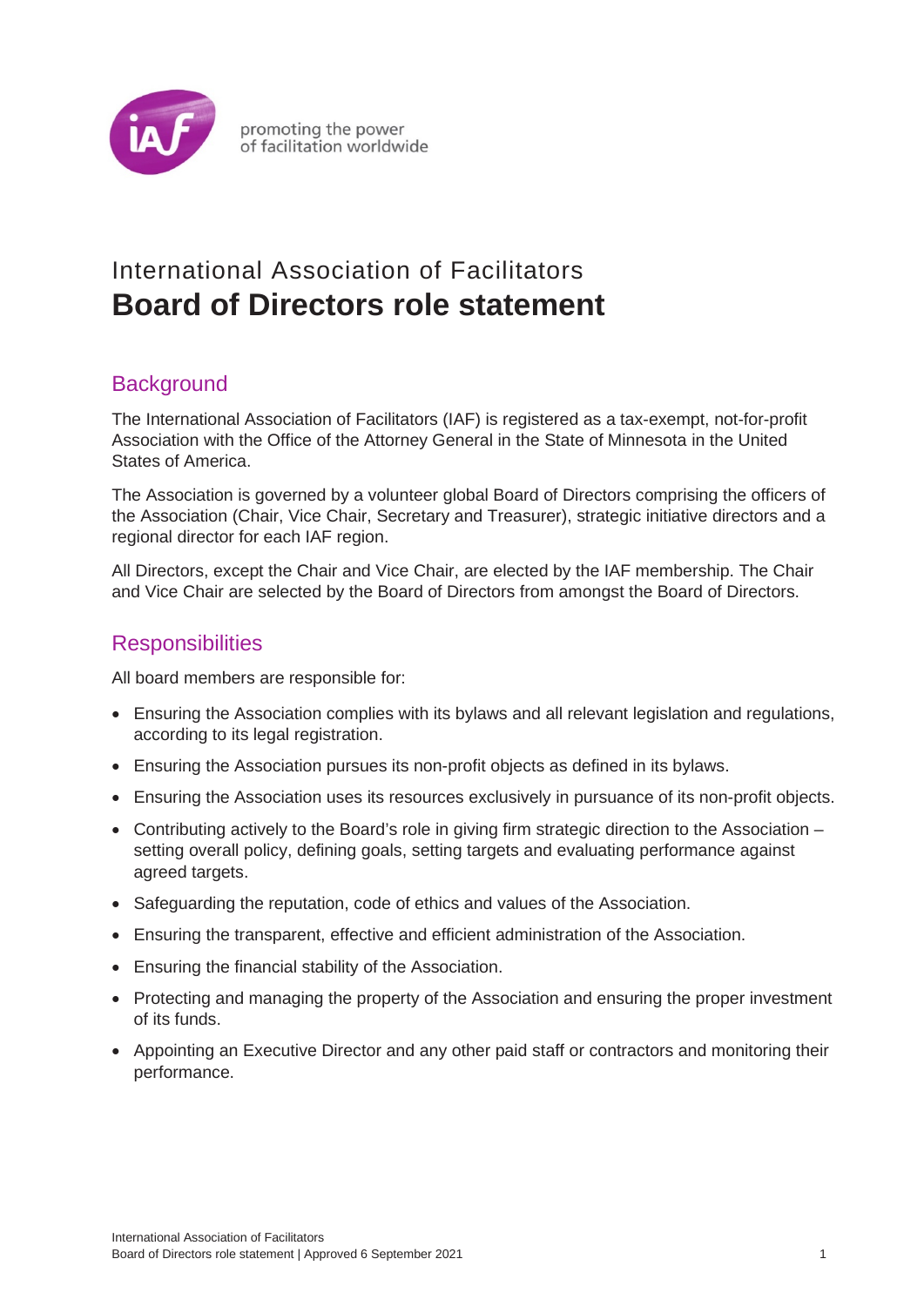promoting the power
of facilitation worldwide

# International Association of Facilitators
# **Board of Directors role statement**

## Background

The International Association of Facilitators (IAF) is registered as a tax-exempt, not-for-profit Association with the Office of the Attorney General in the State of Minnesota in the United States of America.

The Association is governed by a volunteer global Board of Directors comprising the officers of the Association (Chair, Vice Chair, Secretary and Treasurer), strategic initiative directors and a regional director for each IAF region.

All Directors, except the Chair and Vice Chair, are elected by the IAF membership. The Chair and Vice Chair are selected by the Board of Directors from amongst the Board of Directors.

## Responsibilities

All board members are responsible for:

- Ensuring the Association complies with its bylaws and all relevant legislation and regulations, according to its legal registration.
- Ensuring the Association pursues its non-profit objects as defined in its bylaws.
- Ensuring the Association uses its resources exclusively in pursuance of its non-profit objects.
- Contributing actively to the Board's role in giving firm strategic direction to the Association – setting overall policy, defining goals, setting targets and evaluating performance against agreed targets.
- Safeguarding the reputation, code of ethics and values of the Association.
- Ensuring the transparent, effective and efficient administration of the Association.
- Ensuring the financial stability of the Association.
- Protecting and managing the property of the Association and ensuring the proper investment of its funds.
- Appointing an Executive Director and any other paid staff or contractors and monitoring their performance.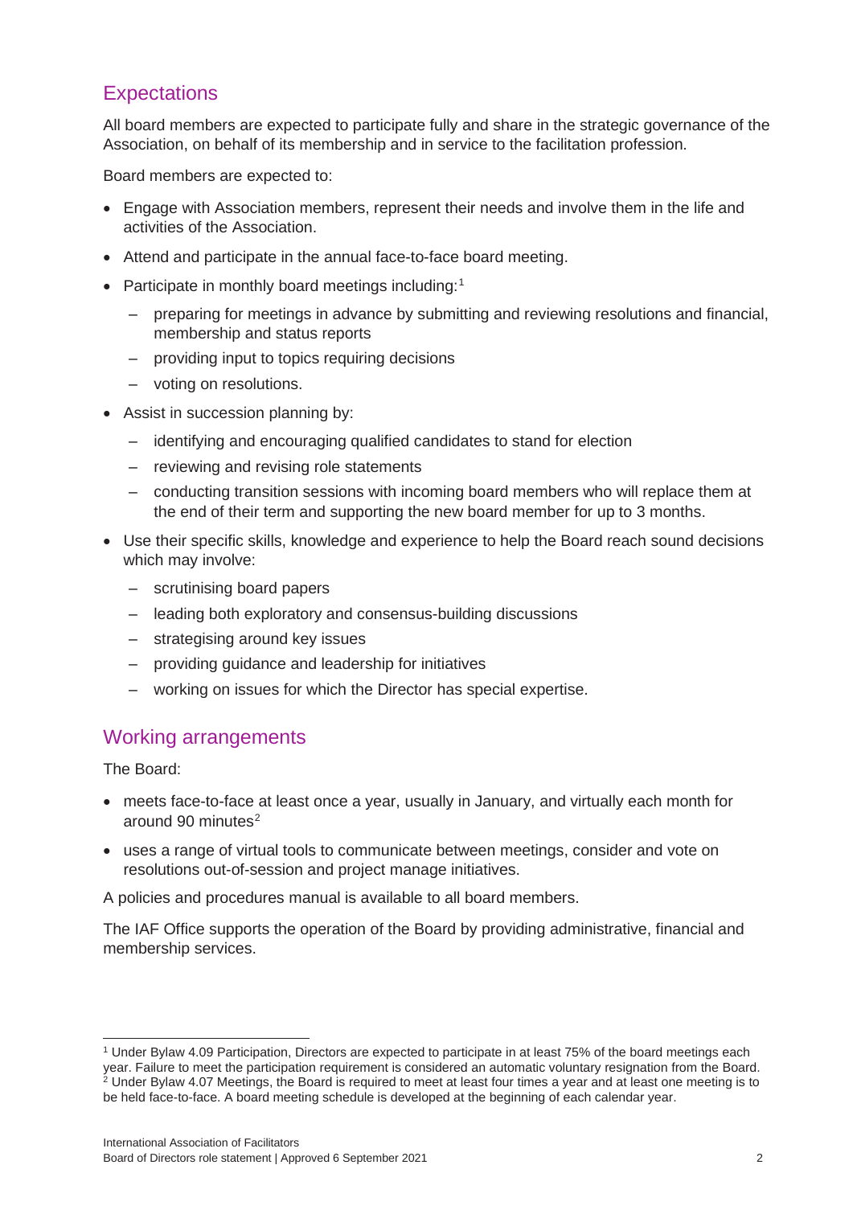## Expectations

All board members are expected to participate fully and share in the strategic governance of the Association, on behalf of its membership and in service to the facilitation profession.

Board members are expected to:

- Engage with Association members, represent their needs and involve them in the life and activities of the Association.
- Attend and participate in the annual face-to-face board meeting.
- Participate in monthly board meetings including:[1]
  - preparing for meetings in advance by submitting and reviewing resolutions and financial, membership and status reports
  - providing input to topics requiring decisions
  - voting on resolutions.
- Assist in succession planning by:
  - identifying and encouraging qualified candidates to stand for election
  - reviewing and revising role statements
  - conducting transition sessions with incoming board members who will replace them at the end of their term and supporting the new board member for up to 3 months.
- Use their specific skills, knowledge and experience to help the Board reach sound decisions which may involve:
  - scrutinising board papers
  - leading both exploratory and consensus-building discussions
  - strategising around key issues
  - providing guidance and leadership for initiatives
  - working on issues for which the Director has special expertise.

## Working arrangements

The Board:

- meets face-to-face at least once a year, usually in January, and virtually each month for around 90 minutes[2]
- uses a range of virtual tools to communicate between meetings, consider and vote on resolutions out-of-session and project manage initiatives.

A policies and procedures manual is available to all board members.

The IAF Office supports the operation of the Board by providing administrative, financial and membership services.

---

[1] Under Bylaw 4.09 Participation, Directors are expected to participate in at least 75% of the board meetings each year. Failure to meet the participation requirement is considered an automatic voluntary resignation from the Board.

[2] Under Bylaw 4.07 Meetings, the Board is required to meet at least four times a year and at least one meeting is to be held face-to-face. A board meeting schedule is developed at the beginning of each calendar year.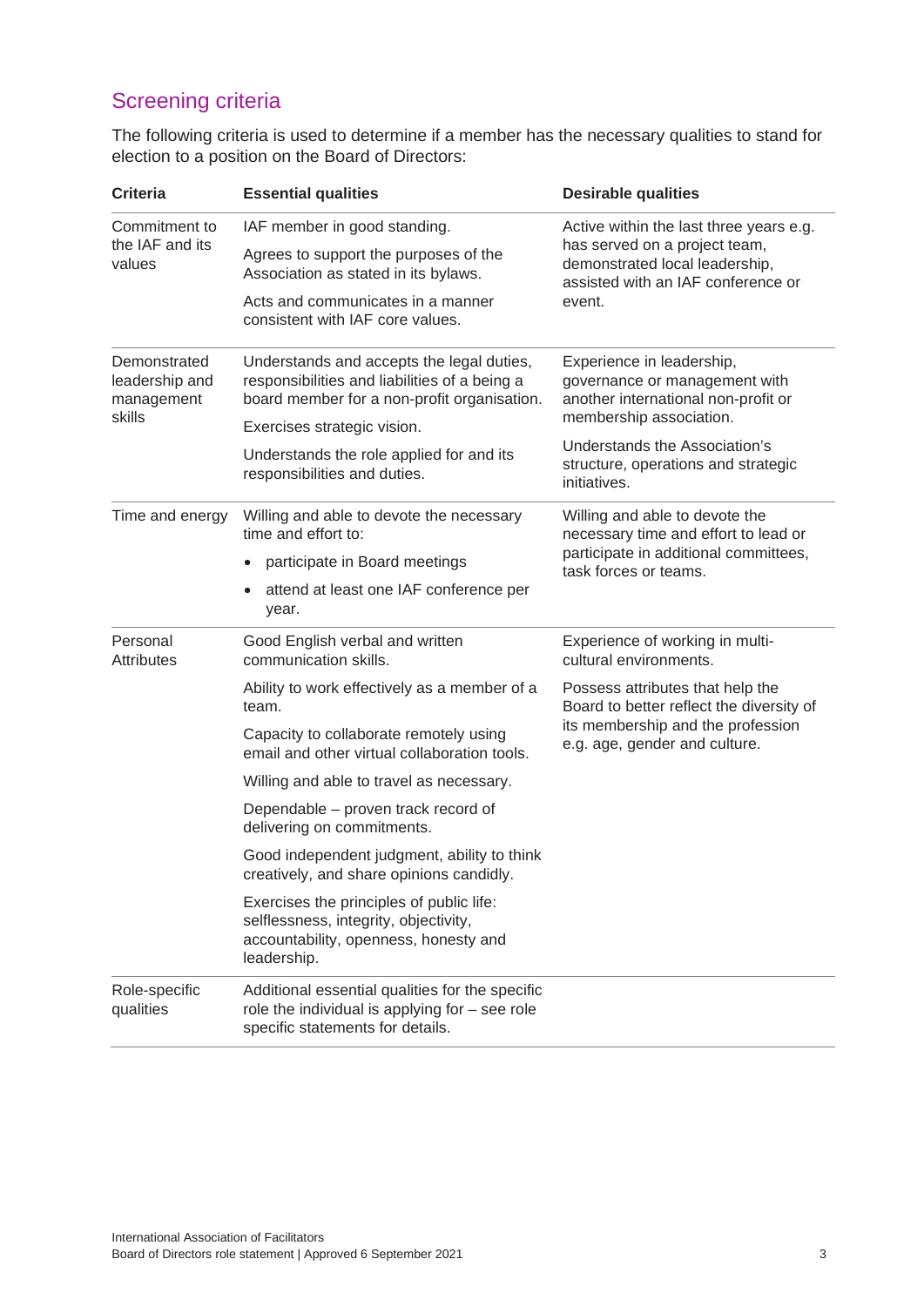## Screening criteria

The following criteria is used to determine if a member has the necessary qualities to stand for election to a position on the Board of Directors:

| Criteria | Essential qualities | Desirable qualities |
|---|---|---|
| Commitment to the IAF and its values | IAF member in good standing.<br>Agrees to support the purposes of the Association as stated in its bylaws.<br>Acts and communicates in a manner consistent with IAF core values. | Active within the last three years e.g. has served on a project team, demonstrated local leadership, assisted with an IAF conference or event. |
| Demonstrated leadership and management skills | Understands and accepts the legal duties, responsibilities and liabilities of a being a board member for a non-profit organisation.<br>Exercises strategic vision.<br>Understands the role applied for and its responsibilities and duties. | Experience in leadership, governance or management with another international non-profit or membership association.<br>Understands the Association's structure, operations and strategic initiatives. |
| Time and energy | Willing and able to devote the necessary time and effort to:<br>• participate in Board meetings<br>• attend at least one IAF conference per year. | Willing and able to devote the necessary time and effort to lead or participate in additional committees, task forces or teams. |
| Personal Attributes | Good English verbal and written communication skills.<br>Ability to work effectively as a member of a team.<br>Capacity to collaborate remotely using email and other virtual collaboration tools.<br>Willing and able to travel as necessary.<br>Dependable – proven track record of delivering on commitments.<br>Good independent judgment, ability to think creatively, and share opinions candidly.<br>Exercises the principles of public life: selflessness, integrity, objectivity, accountability, openness, honesty and leadership. | Experience of working in multi-cultural environments.<br>Possess attributes that help the Board to better reflect the diversity of its membership and the profession e.g. age, gender and culture. |
| Role-specific qualities | Additional essential qualities for the specific role the individual is applying for – see role specific statements for details. | |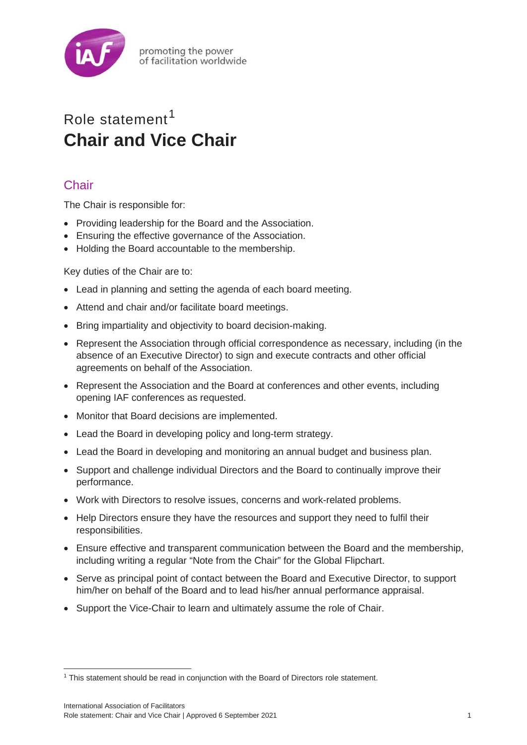Role statement[1]

# Chair and Vice Chair

## Chair

The Chair is responsible for:

- Providing leadership for the Board and the Association.
- Ensuring the effective governance of the Association.
- Holding the Board accountable to the membership.

Key duties of the Chair are to:

- Lead in planning and setting the agenda of each board meeting.
- Attend and chair and/or facilitate board meetings.
- Bring impartiality and objectivity to board decision-making.
- Represent the Association through official correspondence as necessary, including (in the absence of an Executive Director) to sign and execute contracts and other official agreements on behalf of the Association.
- Represent the Association and the Board at conferences and other events, including opening IAF conferences as requested.
- Monitor that Board decisions are implemented.
- Lead the Board in developing policy and long-term strategy.
- Lead the Board in developing and monitoring an annual budget and business plan.
- Support and challenge individual Directors and the Board to continually improve their performance.
- Work with Directors to resolve issues, concerns and work-related problems.
- Help Directors ensure they have the resources and support they need to fulfil their responsibilities.
- Ensure effective and transparent communication between the Board and the membership, including writing a regular "Note from the Chair" for the Global Flipchart.
- Serve as principal point of contact between the Board and Executive Director, to support him/her on behalf of the Board and to lead his/her annual performance appraisal.
- Support the Vice-Chair to learn and ultimately assume the role of Chair.

[1] This statement should be read in conjunction with the Board of Directors role statement.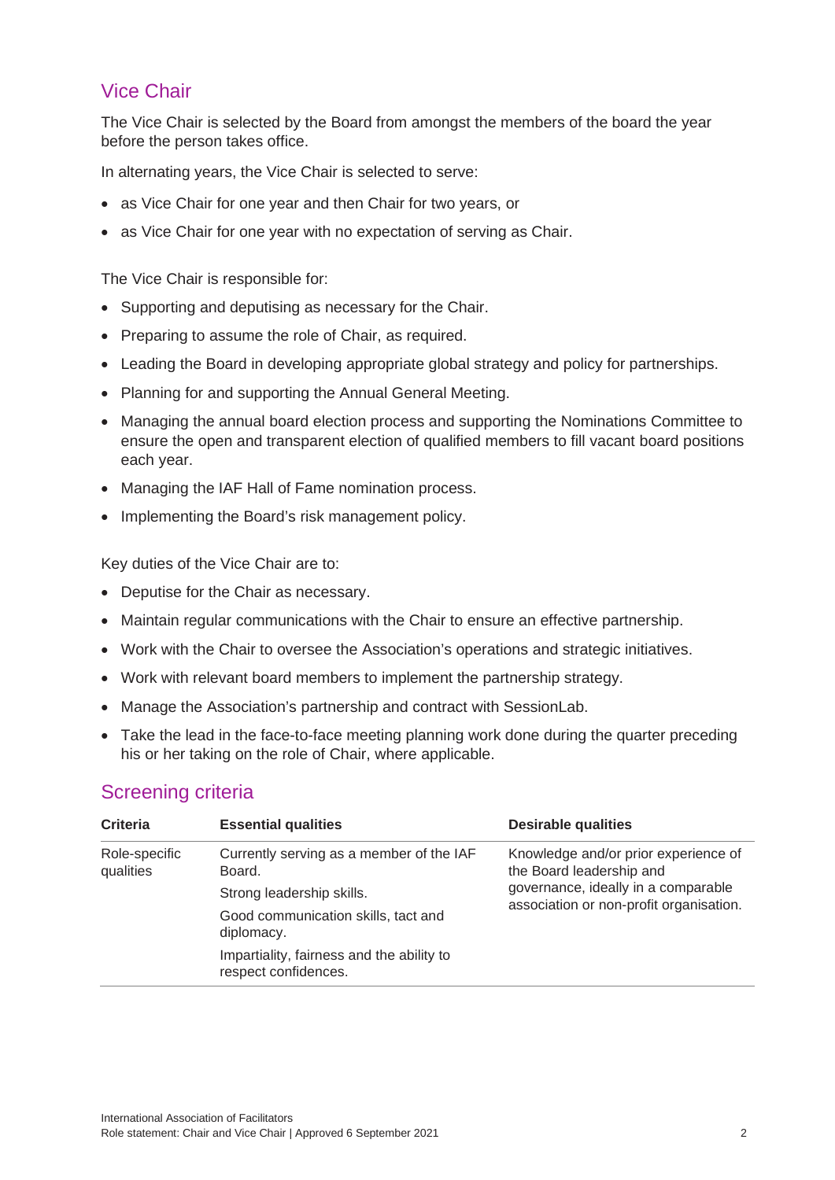## Vice Chair

The Vice Chair is selected by the Board from amongst the members of the board the year before the person takes office.

In alternating years, the Vice Chair is selected to serve:

- as Vice Chair for one year and then Chair for two years, or
- as Vice Chair for one year with no expectation of serving as Chair.

The Vice Chair is responsible for:

- Supporting and deputising as necessary for the Chair.
- Preparing to assume the role of Chair, as required.
- Leading the Board in developing appropriate global strategy and policy for partnerships.
- Planning for and supporting the Annual General Meeting.
- Managing the annual board election process and supporting the Nominations Committee to ensure the open and transparent election of qualified members to fill vacant board positions each year.
- Managing the IAF Hall of Fame nomination process.
- Implementing the Board's risk management policy.

Key duties of the Vice Chair are to:

- Deputise for the Chair as necessary.
- Maintain regular communications with the Chair to ensure an effective partnership.
- Work with the Chair to oversee the Association's operations and strategic initiatives.
- Work with relevant board members to implement the partnership strategy.
- Manage the Association's partnership and contract with SessionLab.
- Take the lead in the face-to-face meeting planning work done during the quarter preceding his or her taking on the role of Chair, where applicable.

## Screening criteria

| Criteria | Essential qualities | Desirable qualities |
| --- | --- | --- |
| Role-specific qualities | Currently serving as a member of the IAF Board.<br>Strong leadership skills.<br>Good communication skills, tact and diplomacy.<br>Impartiality, fairness and the ability to respect confidences. | Knowledge and/or prior experience of the Board leadership and governance, ideally in a comparable association or non-profit organisation. |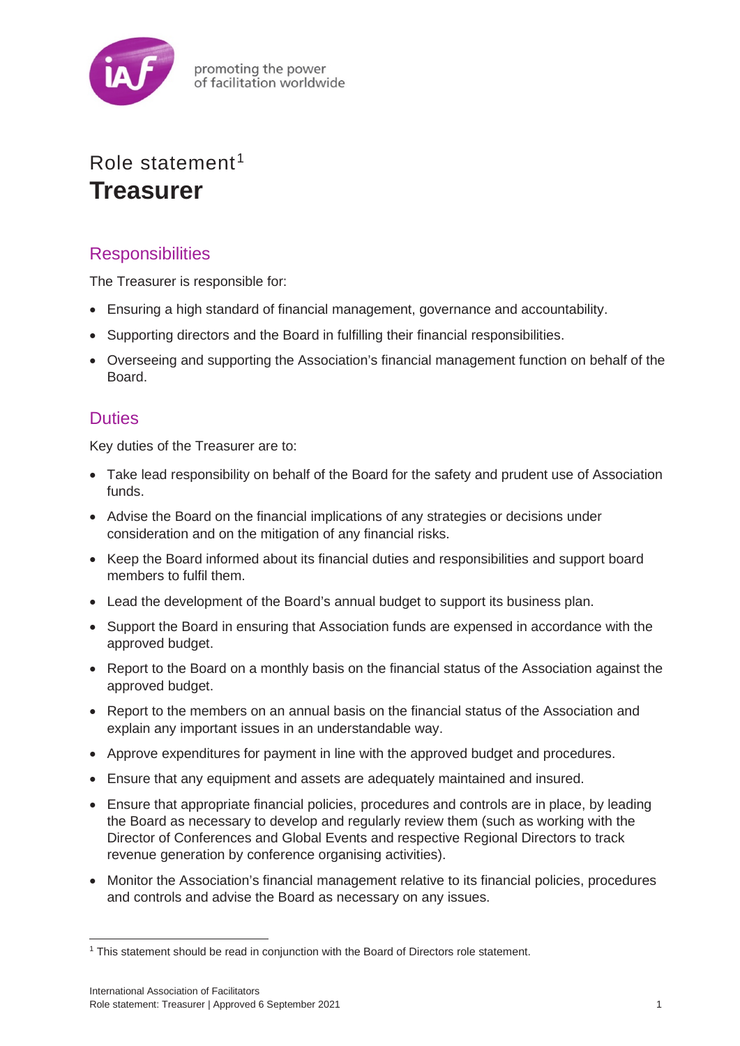Role statement[1]

# Treasurer

## Responsibilities

The Treasurer is responsible for:

- Ensuring a high standard of financial management, governance and accountability.
- Supporting directors and the Board in fulfilling their financial responsibilities.
- Overseeing and supporting the Association's financial management function on behalf of the Board.

## Duties

Key duties of the Treasurer are to:

- Take lead responsibility on behalf of the Board for the safety and prudent use of Association funds.
- Advise the Board on the financial implications of any strategies or decisions under consideration and on the mitigation of any financial risks.
- Keep the Board informed about its financial duties and responsibilities and support board members to fulfil them.
- Lead the development of the Board's annual budget to support its business plan.
- Support the Board in ensuring that Association funds are expensed in accordance with the approved budget.
- Report to the Board on a monthly basis on the financial status of the Association against the approved budget.
- Report to the members on an annual basis on the financial status of the Association and explain any important issues in an understandable way.
- Approve expenditures for payment in line with the approved budget and procedures.
- Ensure that any equipment and assets are adequately maintained and insured.
- Ensure that appropriate financial policies, procedures and controls are in place, by leading the Board as necessary to develop and regularly review them (such as working with the Director of Conferences and Global Events and respective Regional Directors to track revenue generation by conference organising activities).
- Monitor the Association's financial management relative to its financial policies, procedures and controls and advise the Board as necessary on any issues.

[1] This statement should be read in conjunction with the Board of Directors role statement.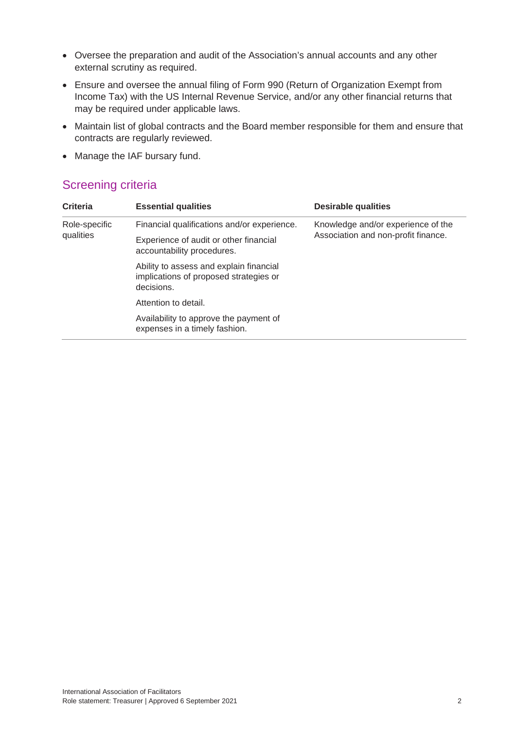- Oversee the preparation and audit of the Association's annual accounts and any other external scrutiny as required.
- Ensure and oversee the annual filing of Form 990 (Return of Organization Exempt from Income Tax) with the US Internal Revenue Service, and/or any other financial returns that may be required under applicable laws.
- Maintain list of global contracts and the Board member responsible for them and ensure that contracts are regularly reviewed.
- Manage the IAF bursary fund.

## Screening criteria

| Criteria | Essential qualities | Desirable qualities |
|---|---|---|
| Role-specific qualities | Financial qualifications and/or experience.<br>Experience of audit or other financial accountability procedures.<br>Ability to assess and explain financial implications of proposed strategies or decisions.<br>Attention to detail.<br>Availability to approve the payment of expenses in a timely fashion. | Knowledge and/or experience of the Association and non-profit finance. |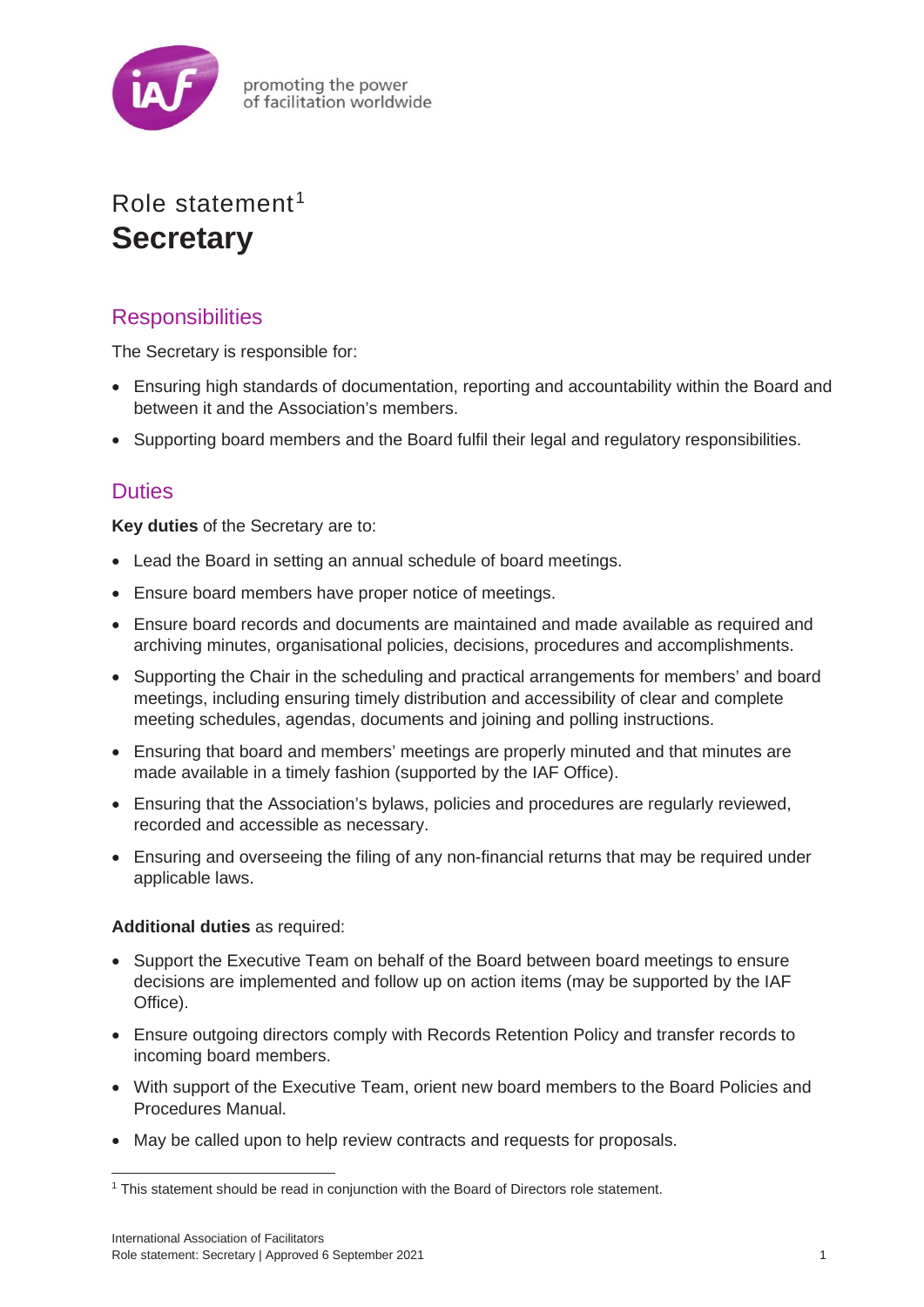promoting the power of facilitation worldwide

# Role statement[1]

# Secretary

## Responsibilities

The Secretary is responsible for:

- Ensuring high standards of documentation, reporting and accountability within the Board and between it and the Association's members.
- Supporting board members and the Board fulfil their legal and regulatory responsibilities.

## Duties

**Key duties** of the Secretary are to:

- Lead the Board in setting an annual schedule of board meetings.
- Ensure board members have proper notice of meetings.
- Ensure board records and documents are maintained and made available as required and archiving minutes, organisational policies, decisions, procedures and accomplishments.
- Supporting the Chair in the scheduling and practical arrangements for members' and board meetings, including ensuring timely distribution and accessibility of clear and complete meeting schedules, agendas, documents and joining and polling instructions.
- Ensuring that board and members' meetings are properly minuted and that minutes are made available in a timely fashion (supported by the IAF Office).
- Ensuring that the Association's bylaws, policies and procedures are regularly reviewed, recorded and accessible as necessary.
- Ensuring and overseeing the filing of any non-financial returns that may be required under applicable laws.

**Additional duties** as required:

- Support the Executive Team on behalf of the Board between board meetings to ensure decisions are implemented and follow up on action items (may be supported by the IAF Office).
- Ensure outgoing directors comply with Records Retention Policy and transfer records to incoming board members.
- With support of the Executive Team, orient new board members to the Board Policies and Procedures Manual.
- May be called upon to help review contracts and requests for proposals.

[1] This statement should be read in conjunction with the Board of Directors role statement.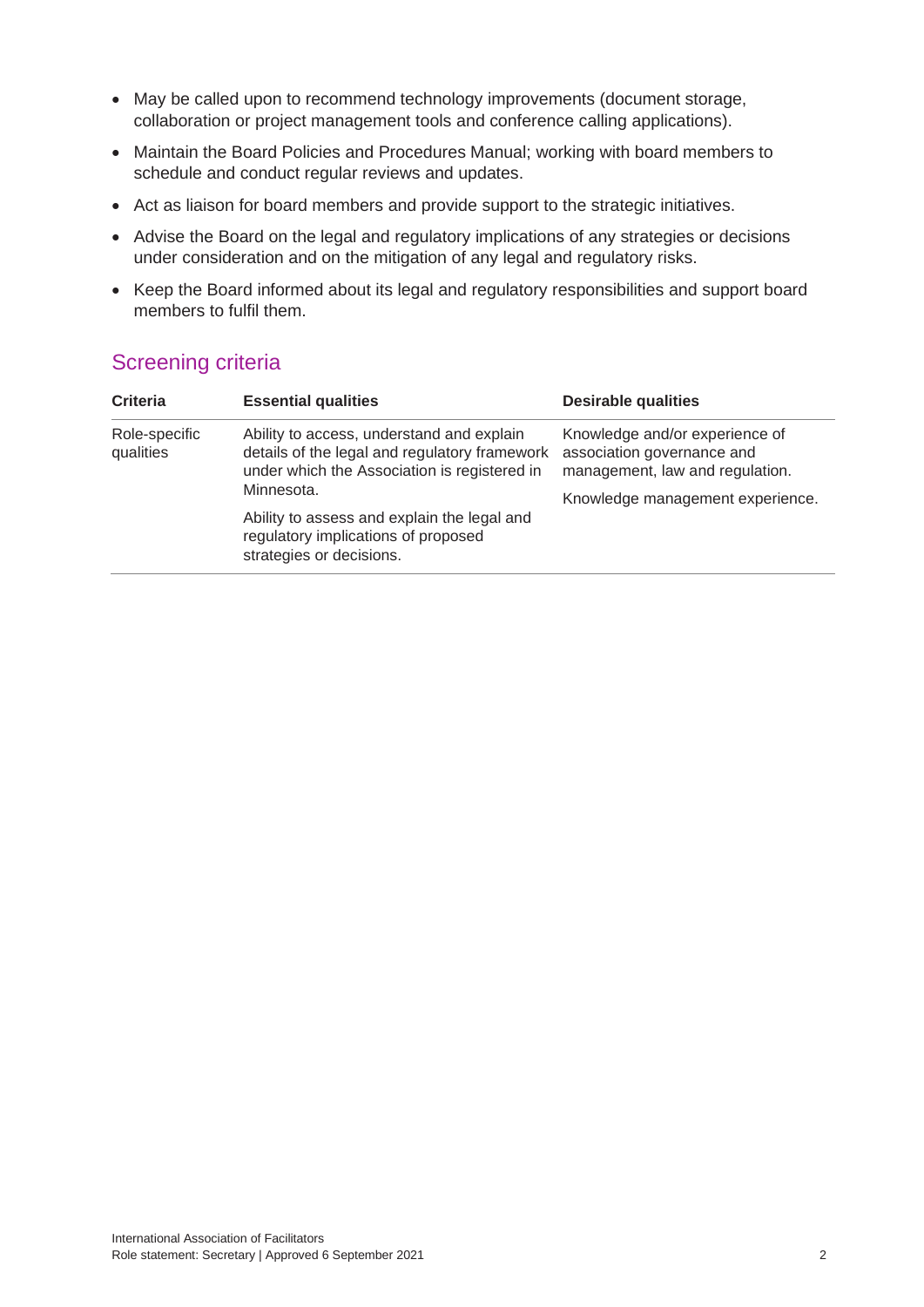- May be called upon to recommend technology improvements (document storage, collaboration or project management tools and conference calling applications).
- Maintain the Board Policies and Procedures Manual; working with board members to schedule and conduct regular reviews and updates.
- Act as liaison for board members and provide support to the strategic initiatives.
- Advise the Board on the legal and regulatory implications of any strategies or decisions under consideration and on the mitigation of any legal and regulatory risks.
- Keep the Board informed about its legal and regulatory responsibilities and support board members to fulfil them.

## Screening criteria

| Criteria | Essential qualities | Desirable qualities |
| --- | --- | --- |
| Role-specific qualities | Ability to access, understand and explain details of the legal and regulatory framework under which the Association is registered in Minnesota.<br><br>Ability to assess and explain the legal and regulatory implications of proposed strategies or decisions. | Knowledge and/or experience of association governance and management, law and regulation.<br><br>Knowledge management experience. |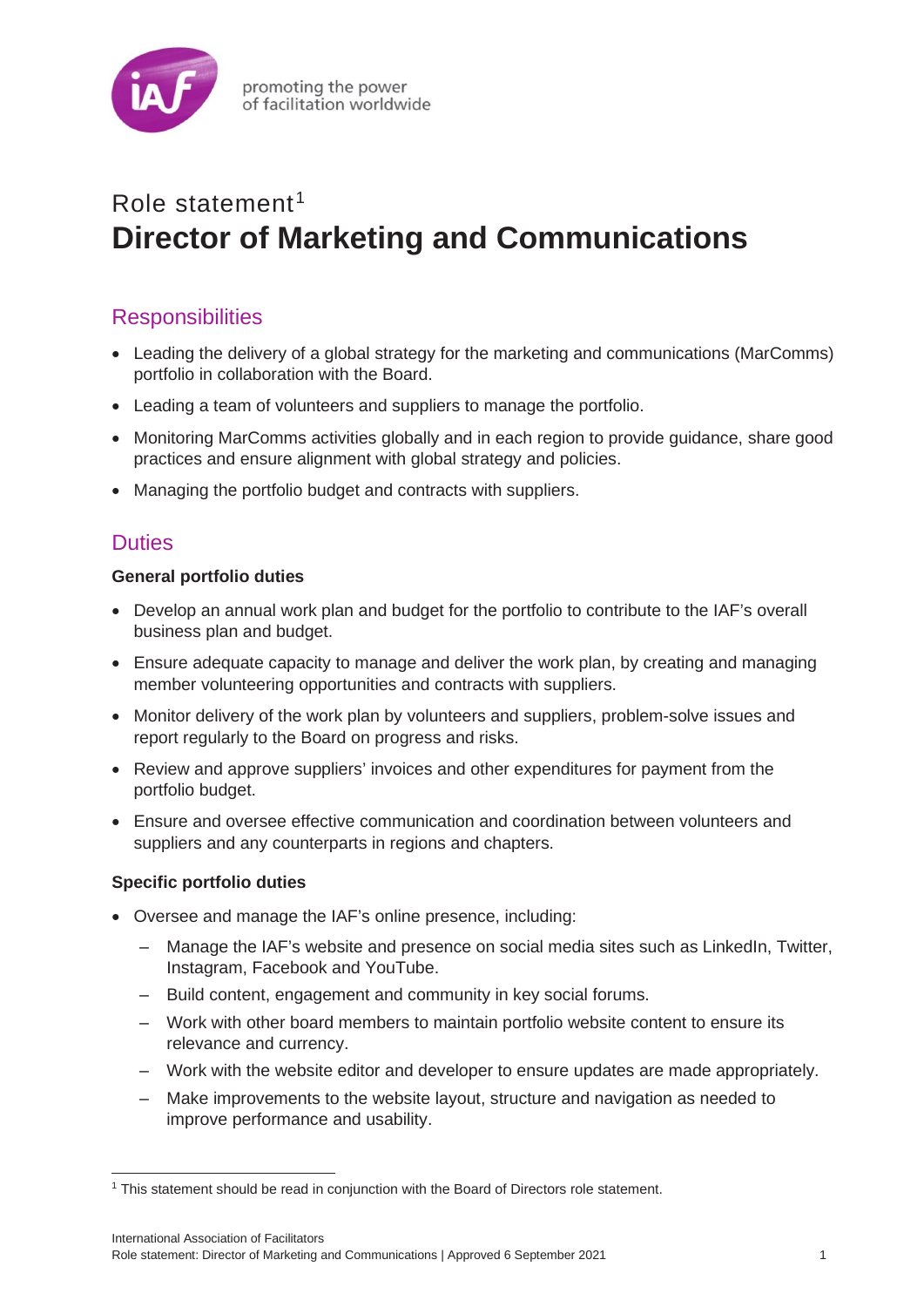promoting the power
of facilitation worldwide

# Role statement[1]
# Director of Marketing and Communications

## Responsibilities

- Leading the delivery of a global strategy for the marketing and communications (MarComms) portfolio in collaboration with the Board.
- Leading a team of volunteers and suppliers to manage the portfolio.
- Monitoring MarComms activities globally and in each region to provide guidance, share good practices and ensure alignment with global strategy and policies.
- Managing the portfolio budget and contracts with suppliers.

## Duties

**General portfolio duties**

- Develop an annual work plan and budget for the portfolio to contribute to the IAF's overall business plan and budget.
- Ensure adequate capacity to manage and deliver the work plan, by creating and managing member volunteering opportunities and contracts with suppliers.
- Monitor delivery of the work plan by volunteers and suppliers, problem-solve issues and report regularly to the Board on progress and risks.
- Review and approve suppliers' invoices and other expenditures for payment from the portfolio budget.
- Ensure and oversee effective communication and coordination between volunteers and suppliers and any counterparts in regions and chapters.

**Specific portfolio duties**

- Oversee and manage the IAF's online presence, including:
  - Manage the IAF's website and presence on social media sites such as LinkedIn, Twitter, Instagram, Facebook and YouTube.
  - Build content, engagement and community in key social forums.
  - Work with other board members to maintain portfolio website content to ensure its relevance and currency.
  - Work with the website editor and developer to ensure updates are made appropriately.
  - Make improvements to the website layout, structure and navigation as needed to improve performance and usability.

[1] This statement should be read in conjunction with the Board of Directors role statement.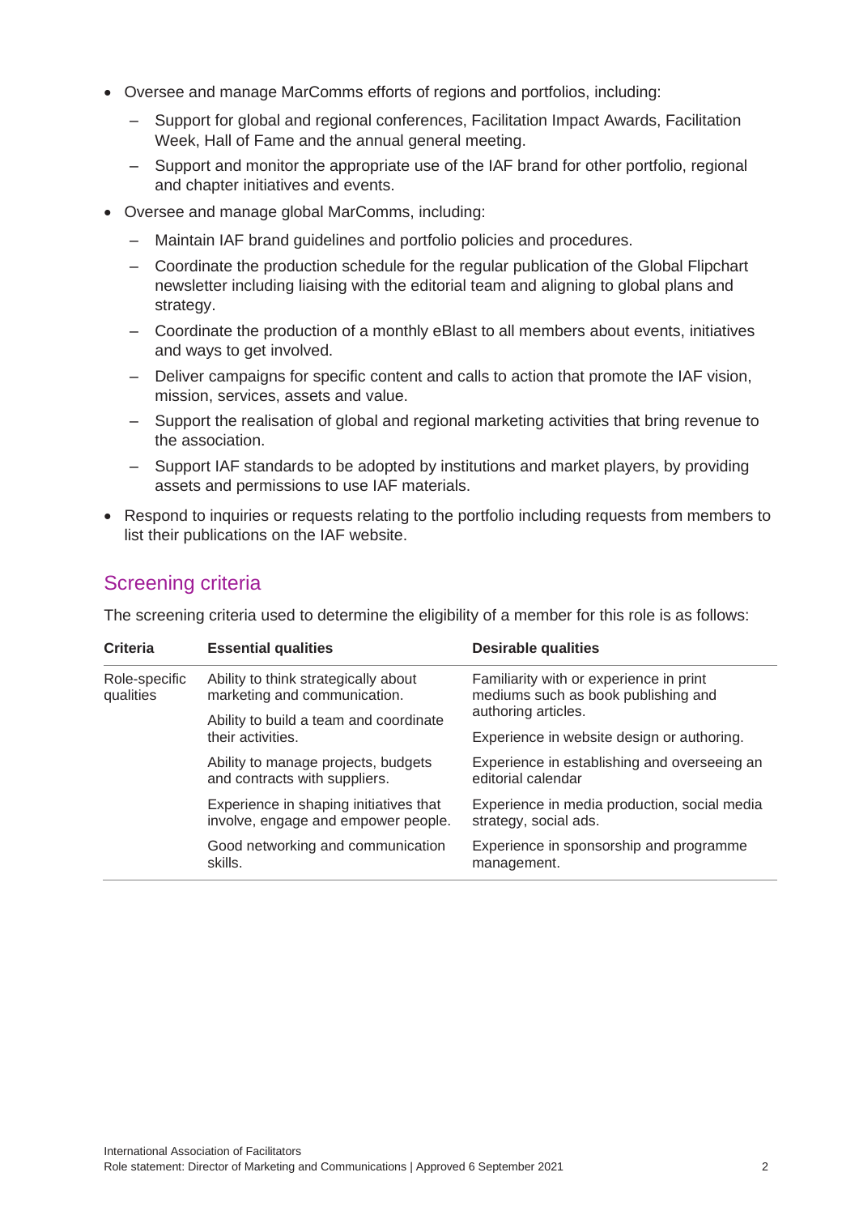- Oversee and manage MarComms efforts of regions and portfolios, including:
  - Support for global and regional conferences, Facilitation Impact Awards, Facilitation Week, Hall of Fame and the annual general meeting.
  - Support and monitor the appropriate use of the IAF brand for other portfolio, regional and chapter initiatives and events.
- Oversee and manage global MarComms, including:
  - Maintain IAF brand guidelines and portfolio policies and procedures.
  - Coordinate the production schedule for the regular publication of the Global Flipchart newsletter including liaising with the editorial team and aligning to global plans and strategy.
  - Coordinate the production of a monthly eBlast to all members about events, initiatives and ways to get involved.
  - Deliver campaigns for specific content and calls to action that promote the IAF vision, mission, services, assets and value.
  - Support the realisation of global and regional marketing activities that bring revenue to the association.
  - Support IAF standards to be adopted by institutions and market players, by providing assets and permissions to use IAF materials.
- Respond to inquiries or requests relating to the portfolio including requests from members to list their publications on the IAF website.

## Screening criteria

The screening criteria used to determine the eligibility of a member for this role is as follows:

| Criteria | Essential qualities | Desirable qualities |
|---|---|---|
| Role-specific qualities | Ability to think strategically about marketing and communication. | Familiarity with or experience in print mediums such as book publishing and authoring articles. |
| | Ability to build a team and coordinate their activities. | Experience in website design or authoring. |
| | Ability to manage projects, budgets and contracts with suppliers. | Experience in establishing and overseeing an editorial calendar |
| | Experience in shaping initiatives that involve, engage and empower people. | Experience in media production, social media strategy, social ads. |
| | Good networking and communication skills. | Experience in sponsorship and programme management. |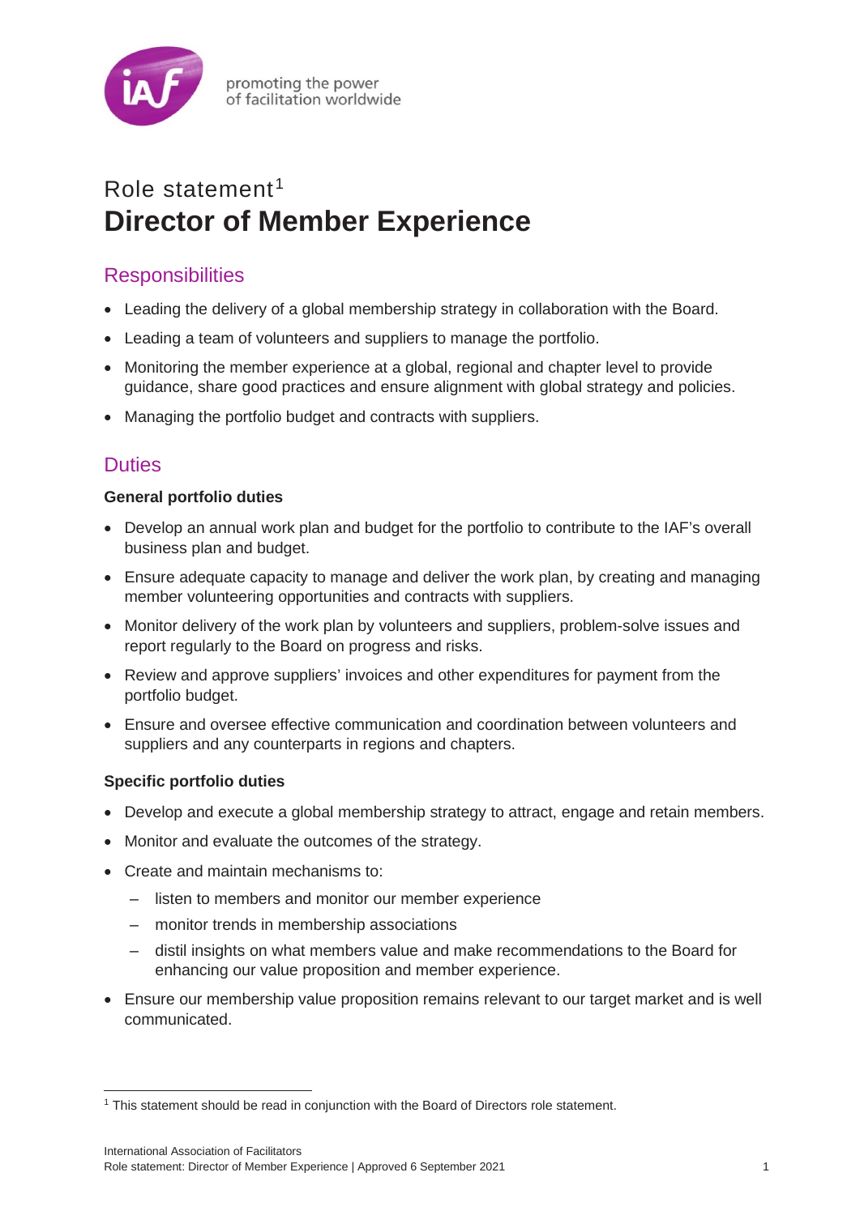promoting the power
of facilitation worldwide

Role statement[1]

# Director of Member Experience

## Responsibilities

- Leading the delivery of a global membership strategy in collaboration with the Board.
- Leading a team of volunteers and suppliers to manage the portfolio.
- Monitoring the member experience at a global, regional and chapter level to provide guidance, share good practices and ensure alignment with global strategy and policies.
- Managing the portfolio budget and contracts with suppliers.

## Duties

**General portfolio duties**

- Develop an annual work plan and budget for the portfolio to contribute to the IAF's overall business plan and budget.
- Ensure adequate capacity to manage and deliver the work plan, by creating and managing member volunteering opportunities and contracts with suppliers.
- Monitor delivery of the work plan by volunteers and suppliers, problem-solve issues and report regularly to the Board on progress and risks.
- Review and approve suppliers' invoices and other expenditures for payment from the portfolio budget.
- Ensure and oversee effective communication and coordination between volunteers and suppliers and any counterparts in regions and chapters.

**Specific portfolio duties**

- Develop and execute a global membership strategy to attract, engage and retain members.
- Monitor and evaluate the outcomes of the strategy.
- Create and maintain mechanisms to:
  - listen to members and monitor our member experience
  - monitor trends in membership associations
  - distil insights on what members value and make recommendations to the Board for enhancing our value proposition and member experience.
- Ensure our membership value proposition remains relevant to our target market and is well communicated.

[1] This statement should be read in conjunction with the Board of Directors role statement.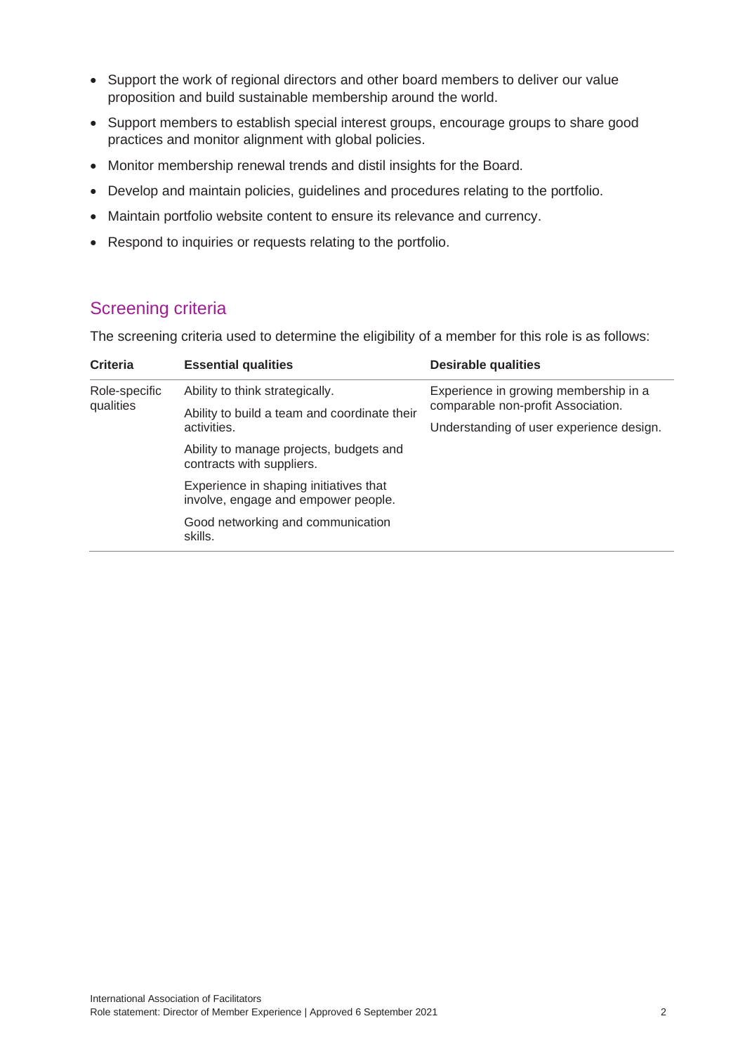- Support the work of regional directors and other board members to deliver our value proposition and build sustainable membership around the world.
- Support members to establish special interest groups, encourage groups to share good practices and monitor alignment with global policies.
- Monitor membership renewal trends and distil insights for the Board.
- Develop and maintain policies, guidelines and procedures relating to the portfolio.
- Maintain portfolio website content to ensure its relevance and currency.
- Respond to inquiries or requests relating to the portfolio.

## Screening criteria

The screening criteria used to determine the eligibility of a member for this role is as follows:

| Criteria | Essential qualities | Desirable qualities |
|---|---|---|
| Role-specific qualities | Ability to think strategically.<br><br>Ability to build a team and coordinate their activities.<br><br>Ability to manage projects, budgets and contracts with suppliers.<br><br>Experience in shaping initiatives that involve, engage and empower people.<br><br>Good networking and communication skills. | Experience in growing membership in a comparable non-profit Association.<br><br>Understanding of user experience design. |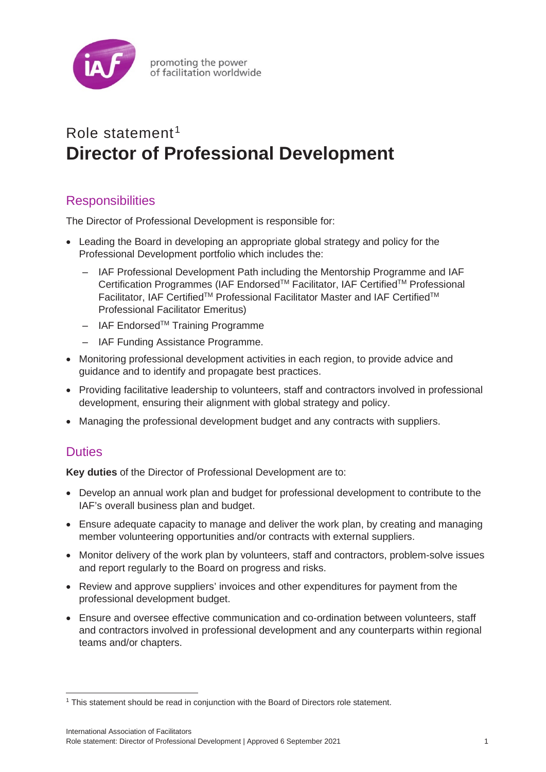promoting the power
of facilitation worldwide

Role statement[1]

# Director of Professional Development

## Responsibilities

The Director of Professional Development is responsible for:

- Leading the Board in developing an appropriate global strategy and policy for the Professional Development portfolio which includes the:
  - IAF Professional Development Path including the Mentorship Programme and IAF Certification Programmes (IAF Endorsed™ Facilitator, IAF Certified™ Professional Facilitator, IAF Certified™ Professional Facilitator Master and IAF Certified™ Professional Facilitator Emeritus)
  - IAF Endorsed™ Training Programme
  - IAF Funding Assistance Programme.
- Monitoring professional development activities in each region, to provide advice and guidance and to identify and propagate best practices.
- Providing facilitative leadership to volunteers, staff and contractors involved in professional development, ensuring their alignment with global strategy and policy.
- Managing the professional development budget and any contracts with suppliers.

## Duties

**Key duties** of the Director of Professional Development are to:

- Develop an annual work plan and budget for professional development to contribute to the IAF's overall business plan and budget.
- Ensure adequate capacity to manage and deliver the work plan, by creating and managing member volunteering opportunities and/or contracts with external suppliers.
- Monitor delivery of the work plan by volunteers, staff and contractors, problem-solve issues and report regularly to the Board on progress and risks.
- Review and approve suppliers' invoices and other expenditures for payment from the professional development budget.
- Ensure and oversee effective communication and co-ordination between volunteers, staff and contractors involved in professional development and any counterparts within regional teams and/or chapters.

[1] This statement should be read in conjunction with the Board of Directors role statement.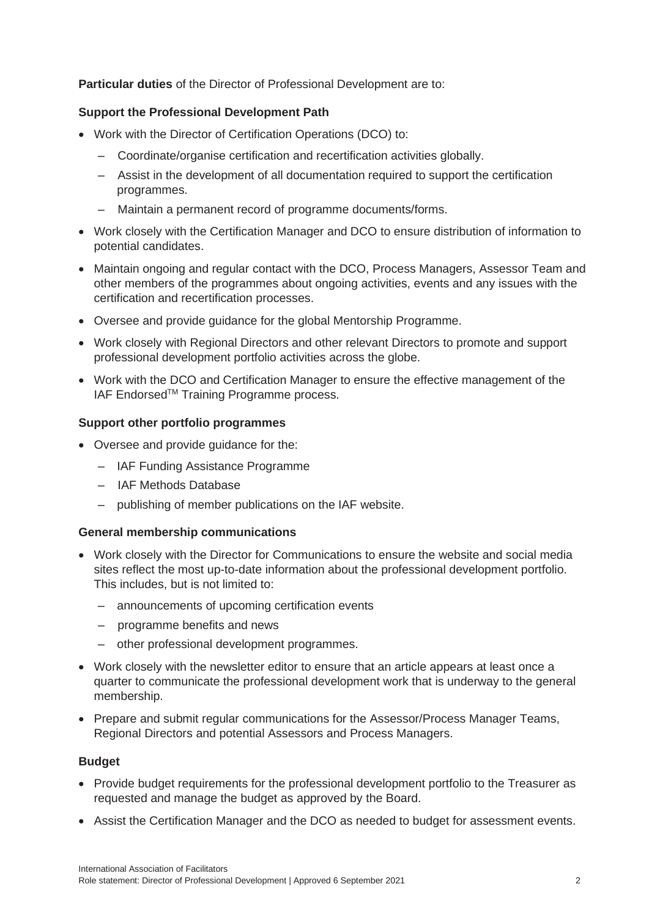**Particular duties** of the Director of Professional Development are to:

### Support the Professional Development Path

- Work with the Director of Certification Operations (DCO) to:
  - Coordinate/organise certification and recertification activities globally.
  - Assist in the development of all documentation required to support the certification programmes.
  - Maintain a permanent record of programme documents/forms.
- Work closely with the Certification Manager and DCO to ensure distribution of information to potential candidates.
- Maintain ongoing and regular contact with the DCO, Process Managers, Assessor Team and other members of the programmes about ongoing activities, events and any issues with the certification and recertification processes.
- Oversee and provide guidance for the global Mentorship Programme.
- Work closely with Regional Directors and other relevant Directors to promote and support professional development portfolio activities across the globe.
- Work with the DCO and Certification Manager to ensure the effective management of the IAF Endorsed™ Training Programme process.

### Support other portfolio programmes

- Oversee and provide guidance for the:
  - IAF Funding Assistance Programme
  - IAF Methods Database
  - publishing of member publications on the IAF website.

### General membership communications

- Work closely with the Director for Communications to ensure the website and social media sites reflect the most up-to-date information about the professional development portfolio. This includes, but is not limited to:
  - announcements of upcoming certification events
  - programme benefits and news
  - other professional development programmes.
- Work closely with the newsletter editor to ensure that an article appears at least once a quarter to communicate the professional development work that is underway to the general membership.
- Prepare and submit regular communications for the Assessor/Process Manager Teams, Regional Directors and potential Assessors and Process Managers.

### Budget

- Provide budget requirements for the professional development portfolio to the Treasurer as requested and manage the budget as approved by the Board.
- Assist the Certification Manager and the DCO as needed to budget for assessment events.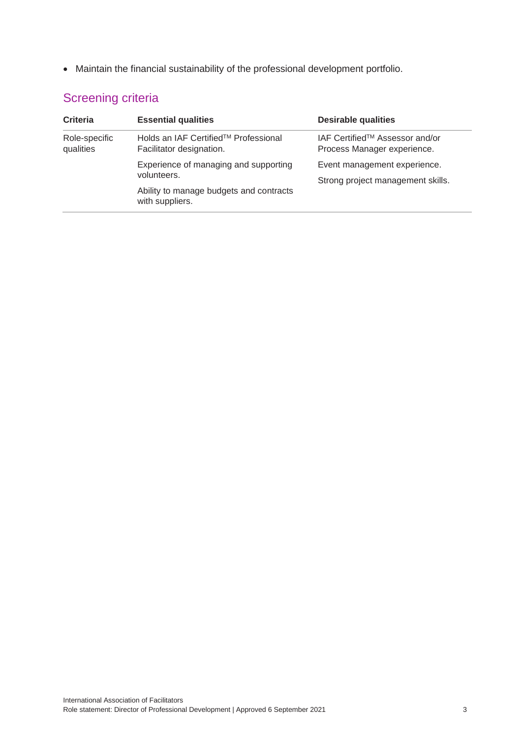- Maintain the financial sustainability of the professional development portfolio.

## Screening criteria

| Criteria | Essential qualities | Desirable qualities |
| --- | --- | --- |
| Role-specific qualities | Holds an IAF Certified™ Professional Facilitator designation.<br>Experience of managing and supporting volunteers.<br>Ability to manage budgets and contracts with suppliers. | IAF Certified™ Assessor and/or Process Manager experience.<br>Event management experience.<br>Strong project management skills. |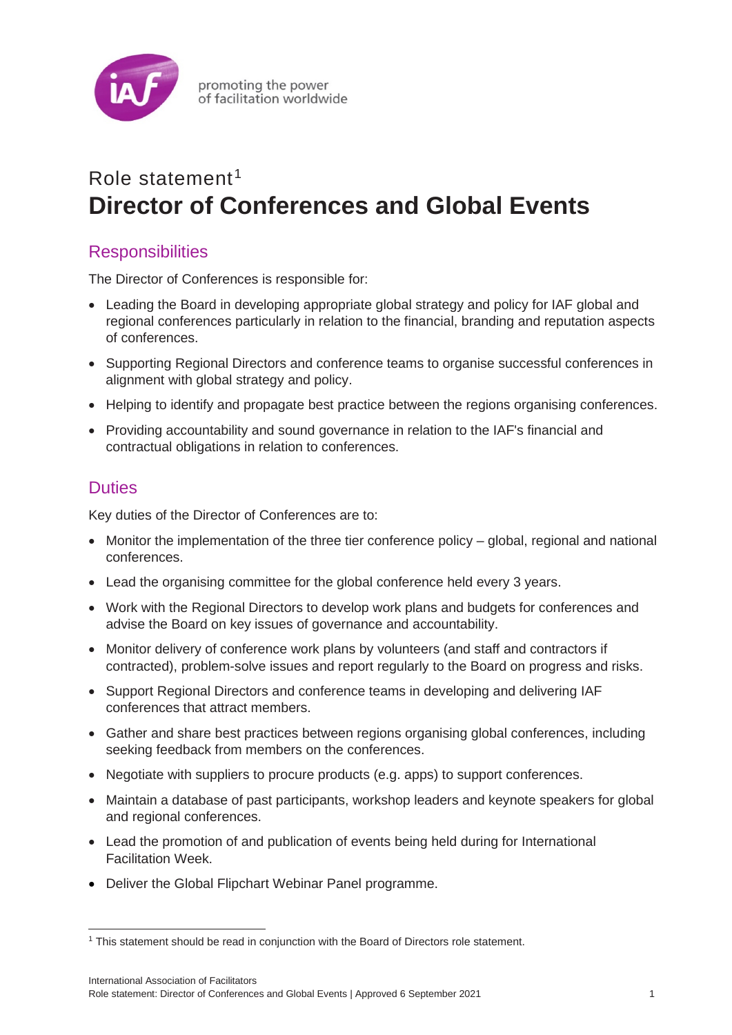promoting the power
of facilitation worldwide

# Role statement[1]
# Director of Conferences and Global Events

## Responsibilities

The Director of Conferences is responsible for:

- Leading the Board in developing appropriate global strategy and policy for IAF global and regional conferences particularly in relation to the financial, branding and reputation aspects of conferences.
- Supporting Regional Directors and conference teams to organise successful conferences in alignment with global strategy and policy.
- Helping to identify and propagate best practice between the regions organising conferences.
- Providing accountability and sound governance in relation to the IAF's financial and contractual obligations in relation to conferences.

## Duties

Key duties of the Director of Conferences are to:

- Monitor the implementation of the three tier conference policy – global, regional and national conferences.
- Lead the organising committee for the global conference held every 3 years.
- Work with the Regional Directors to develop work plans and budgets for conferences and advise the Board on key issues of governance and accountability.
- Monitor delivery of conference work plans by volunteers (and staff and contractors if contracted), problem-solve issues and report regularly to the Board on progress and risks.
- Support Regional Directors and conference teams in developing and delivering IAF conferences that attract members.
- Gather and share best practices between regions organising global conferences, including seeking feedback from members on the conferences.
- Negotiate with suppliers to procure products (e.g. apps) to support conferences.
- Maintain a database of past participants, workshop leaders and keynote speakers for global and regional conferences.
- Lead the promotion of and publication of events being held during for International Facilitation Week.
- Deliver the Global Flipchart Webinar Panel programme.

[1] This statement should be read in conjunction with the Board of Directors role statement.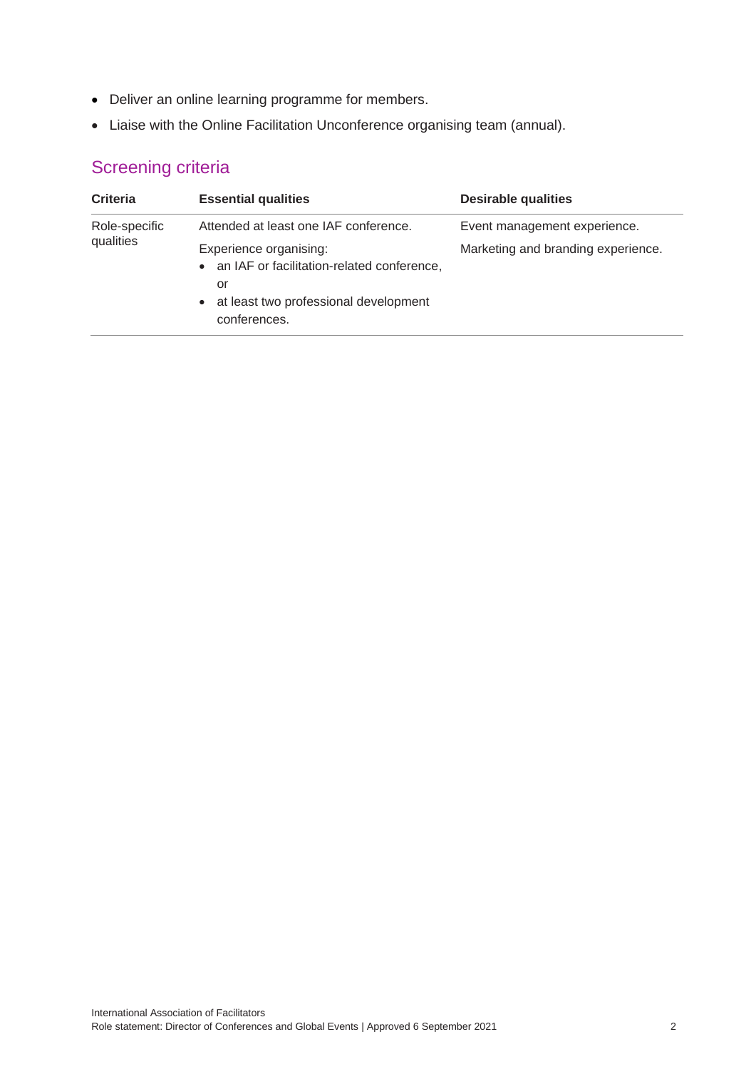- Deliver an online learning programme for members.
- Liaise with the Online Facilitation Unconference organising team (annual).

## Screening criteria

| Criteria | Essential qualities | Desirable qualities |
|---|---|---|
| Role-specific qualities | Attended at least one IAF conference.<br><br>Experience organising:<br>• an IAF or facilitation-related conference, or<br>• at least two professional development conferences. | Event management experience.<br><br>Marketing and branding experience. |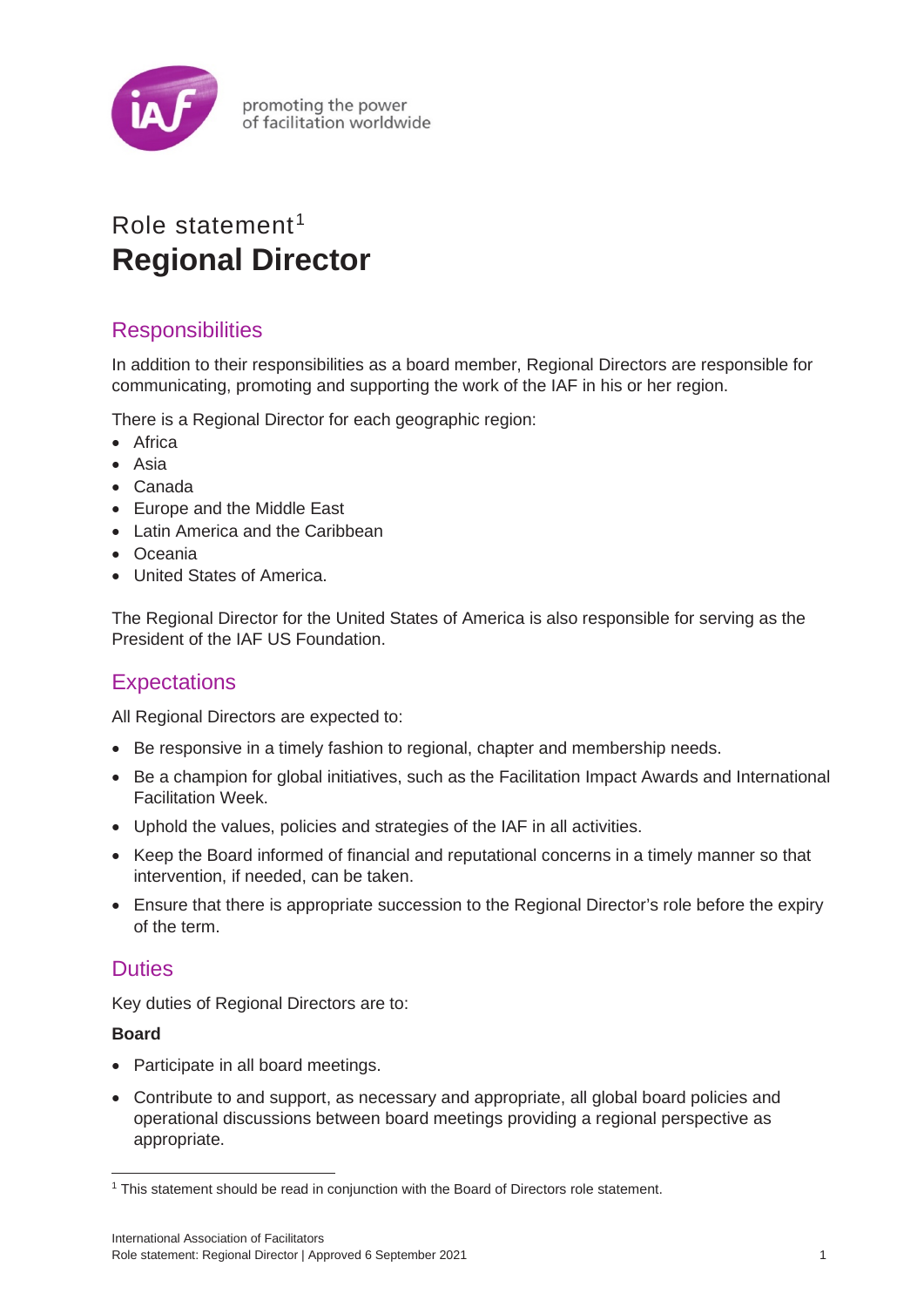promoting the power
of facilitation worldwide

Role statement[1]

# Regional Director

## Responsibilities

In addition to their responsibilities as a board member, Regional Directors are responsible for communicating, promoting and supporting the work of the IAF in his or her region.

There is a Regional Director for each geographic region:

- Africa
- Asia
- Canada
- Europe and the Middle East
- Latin America and the Caribbean
- Oceania
- United States of America.

The Regional Director for the United States of America is also responsible for serving as the President of the IAF US Foundation.

## Expectations

All Regional Directors are expected to:

- Be responsive in a timely fashion to regional, chapter and membership needs.
- Be a champion for global initiatives, such as the Facilitation Impact Awards and International Facilitation Week.
- Uphold the values, policies and strategies of the IAF in all activities.
- Keep the Board informed of financial and reputational concerns in a timely manner so that intervention, if needed, can be taken.
- Ensure that there is appropriate succession to the Regional Director's role before the expiry of the term.

## Duties

Key duties of Regional Directors are to:

**Board**

- Participate in all board meetings.
- Contribute to and support, as necessary and appropriate, all global board policies and operational discussions between board meetings providing a regional perspective as appropriate.

[1] This statement should be read in conjunction with the Board of Directors role statement.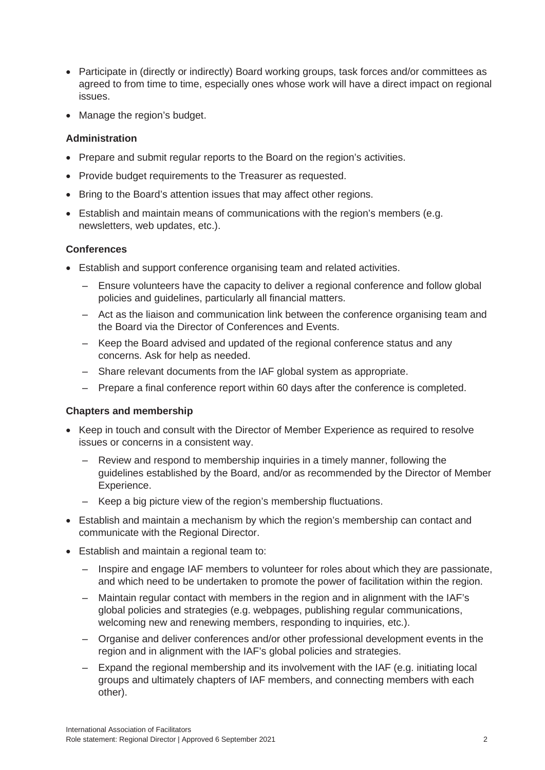- Participate in (directly or indirectly) Board working groups, task forces and/or committees as agreed to from time to time, especially ones whose work will have a direct impact on regional issues.
- Manage the region's budget.

**Administration**

- Prepare and submit regular reports to the Board on the region's activities.
- Provide budget requirements to the Treasurer as requested.
- Bring to the Board's attention issues that may affect other regions.
- Establish and maintain means of communications with the region's members (e.g. newsletters, web updates, etc.).

**Conferences**

- Establish and support conference organising team and related activities.
  - Ensure volunteers have the capacity to deliver a regional conference and follow global policies and guidelines, particularly all financial matters.
  - Act as the liaison and communication link between the conference organising team and the Board via the Director of Conferences and Events.
  - Keep the Board advised and updated of the regional conference status and any concerns. Ask for help as needed.
  - Share relevant documents from the IAF global system as appropriate.
  - Prepare a final conference report within 60 days after the conference is completed.

**Chapters and membership**

- Keep in touch and consult with the Director of Member Experience as required to resolve issues or concerns in a consistent way.
  - Review and respond to membership inquiries in a timely manner, following the guidelines established by the Board, and/or as recommended by the Director of Member Experience.
  - Keep a big picture view of the region's membership fluctuations.
- Establish and maintain a mechanism by which the region's membership can contact and communicate with the Regional Director.
- Establish and maintain a regional team to:
  - Inspire and engage IAF members to volunteer for roles about which they are passionate, and which need to be undertaken to promote the power of facilitation within the region.
  - Maintain regular contact with members in the region and in alignment with the IAF's global policies and strategies (e.g. webpages, publishing regular communications, welcoming new and renewing members, responding to inquiries, etc.).
  - Organise and deliver conferences and/or other professional development events in the region and in alignment with the IAF's global policies and strategies.
  - Expand the regional membership and its involvement with the IAF (e.g. initiating local groups and ultimately chapters of IAF members, and connecting members with each other).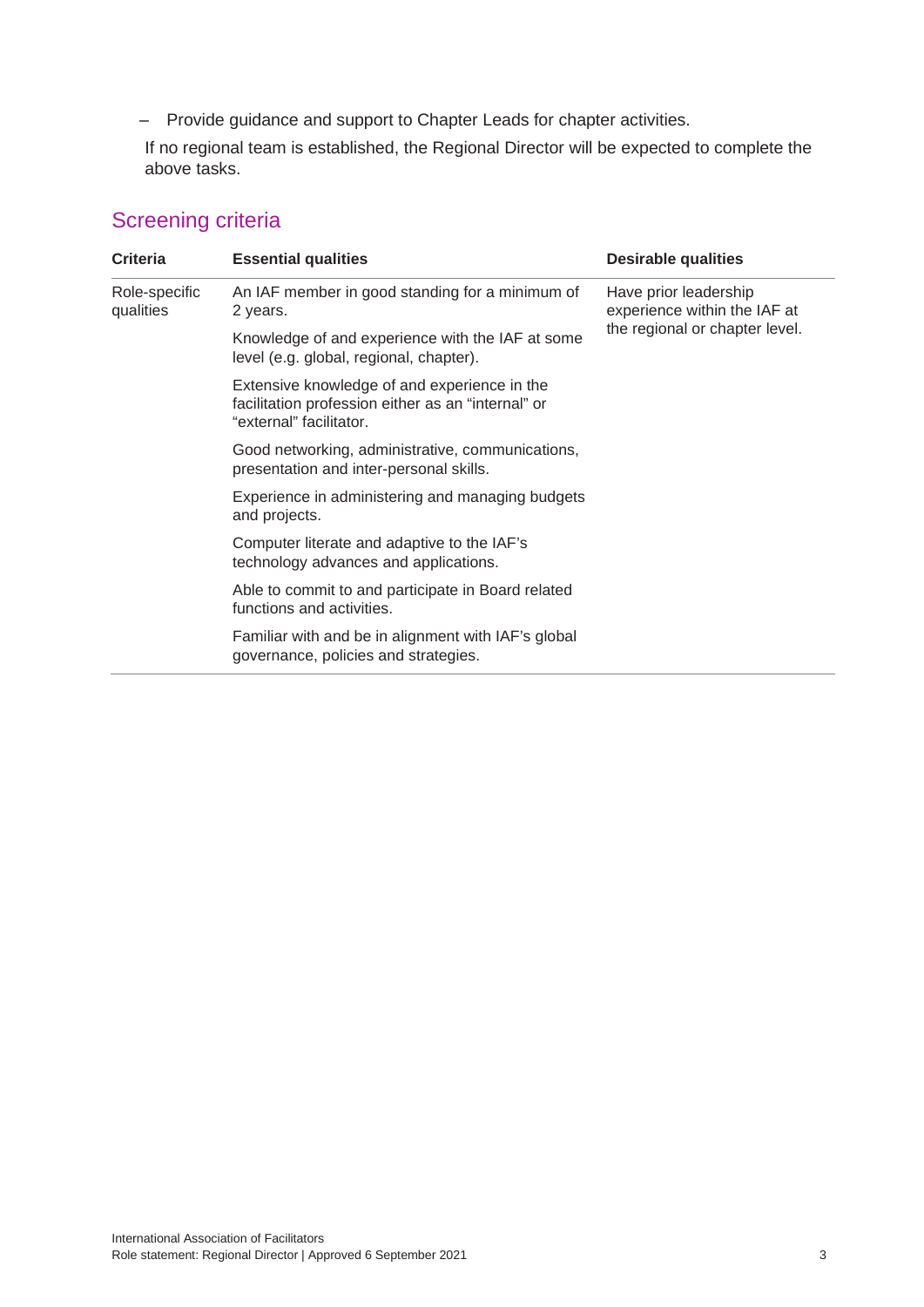- Provide guidance and support to Chapter Leads for chapter activities.

If no regional team is established, the Regional Director will be expected to complete the above tasks.

## Screening criteria

| Criteria | Essential qualities | Desirable qualities |
|---|---|---|
| Role-specific qualities | An IAF member in good standing for a minimum of 2 years. | Have prior leadership experience within the IAF at the regional or chapter level. |
| | Knowledge of and experience with the IAF at some level (e.g. global, regional, chapter). | |
| | Extensive knowledge of and experience in the facilitation profession either as an "internal" or "external" facilitator. | |
| | Good networking, administrative, communications, presentation and inter-personal skills. | |
| | Experience in administering and managing budgets and projects. | |
| | Computer literate and adaptive to the IAF's technology advances and applications. | |
| | Able to commit to and participate in Board related functions and activities. | |
| | Familiar with and be in alignment with IAF's global governance, policies and strategies. | |